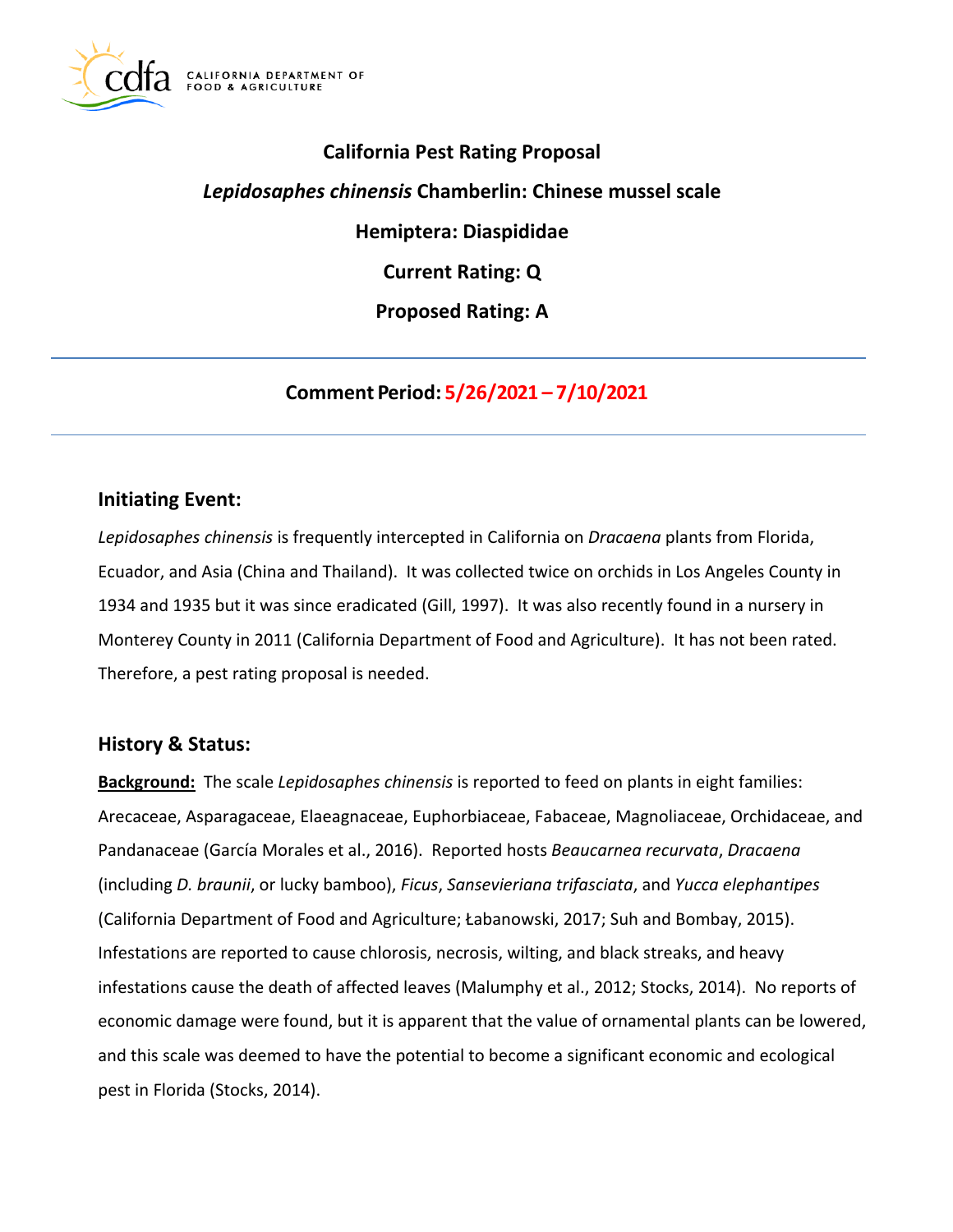# California Pest Rating Proposal

## *Lepidosaphes chinensis* Chamberlin: Chinese mussel scale

## Hemiptera: Diaspididae

## Current Rating: Q

## Proposed Rating: A

---

**Comment Period: 5/26/2021 – 7/10/2021**

---

## Initiating Event:

*Lepidosaphes chinensis* is frequently intercepted in California on *Dracaena* plants from Florida, Ecuador, and Asia (China and Thailand). It was collected twice on orchids in Los Angeles County in 1934 and 1935 but it was since eradicated (Gill, 1997). It was also recently found in a nursery in Monterey County in 2011 (California Department of Food and Agriculture). It has not been rated. Therefore, a pest rating proposal is needed.

## History & Status:

**Background:** The scale *Lepidosaphes chinensis* is reported to feed on plants in eight families: Arecaceae, Asparagaceae, Elaeagnaceae, Euphorbiaceae, Fabaceae, Magnoliaceae, Orchidaceae, and Pandanaceae (García Morales et al., 2016). Reported hosts *Beaucarnea recurvata*, *Dracaena* (including *D. braunii*, or lucky bamboo), *Ficus*, *Sansevieriana trifasciata*, and *Yucca elephantipes* (California Department of Food and Agriculture; Łabanowski, 2017; Suh and Bombay, 2015). Infestations are reported to cause chlorosis, necrosis, wilting, and black streaks, and heavy infestations cause the death of affected leaves (Malumphy et al., 2012; Stocks, 2014). No reports of economic damage were found, but it is apparent that the value of ornamental plants can be lowered, and this scale was deemed to have the potential to become a significant economic and ecological pest in Florida (Stocks, 2014).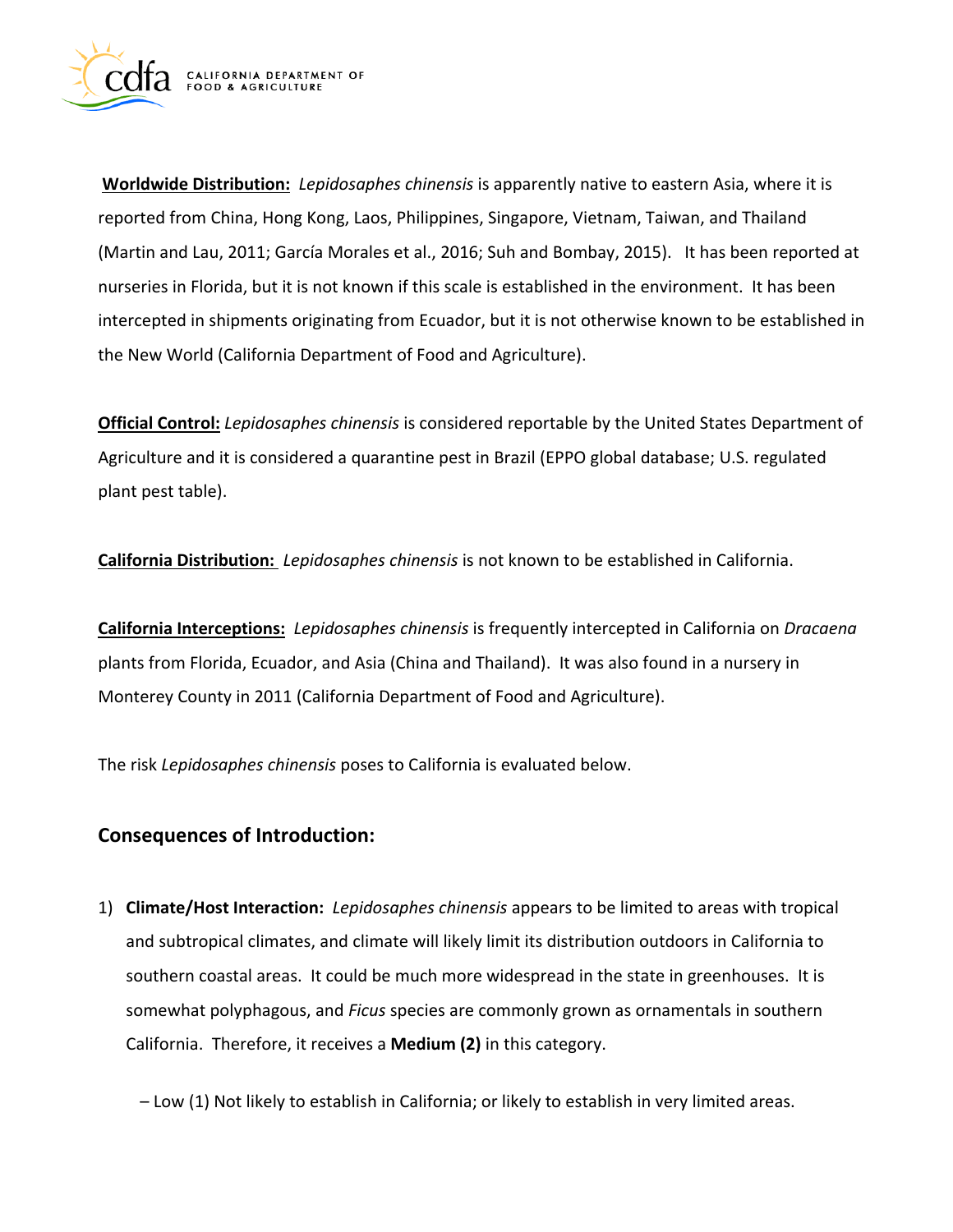**Worldwide Distribution:** *Lepidosaphes chinensis* is apparently native to eastern Asia, where it is reported from China, Hong Kong, Laos, Philippines, Singapore, Vietnam, Taiwan, and Thailand (Martin and Lau, 2011; García Morales et al., 2016; Suh and Bombay, 2015). It has been reported at nurseries in Florida, but it is not known if this scale is established in the environment. It has been intercepted in shipments originating from Ecuador, but it is not otherwise known to be established in the New World (California Department of Food and Agriculture).

**Official Control:** *Lepidosaphes chinensis* is considered reportable by the United States Department of Agriculture and it is considered a quarantine pest in Brazil (EPPO global database; U.S. regulated plant pest table).

**California Distribution:** *Lepidosaphes chinensis* is not known to be established in California.

**California Interceptions:** *Lepidosaphes chinensis* is frequently intercepted in California on *Dracaena* plants from Florida, Ecuador, and Asia (China and Thailand). It was also found in a nursery in Monterey County in 2011 (California Department of Food and Agriculture).

The risk *Lepidosaphes chinensis* poses to California is evaluated below.

## Consequences of Introduction:

1) **Climate/Host Interaction:** *Lepidosaphes chinensis* appears to be limited to areas with tropical and subtropical climates, and climate will likely limit its distribution outdoors in California to southern coastal areas. It could be much more widespread in the state in greenhouses. It is somewhat polyphagous, and *Ficus* species are commonly grown as ornamentals in southern California. Therefore, it receives a **Medium (2)** in this category.

   – Low (1) Not likely to establish in California; or likely to establish in very limited areas.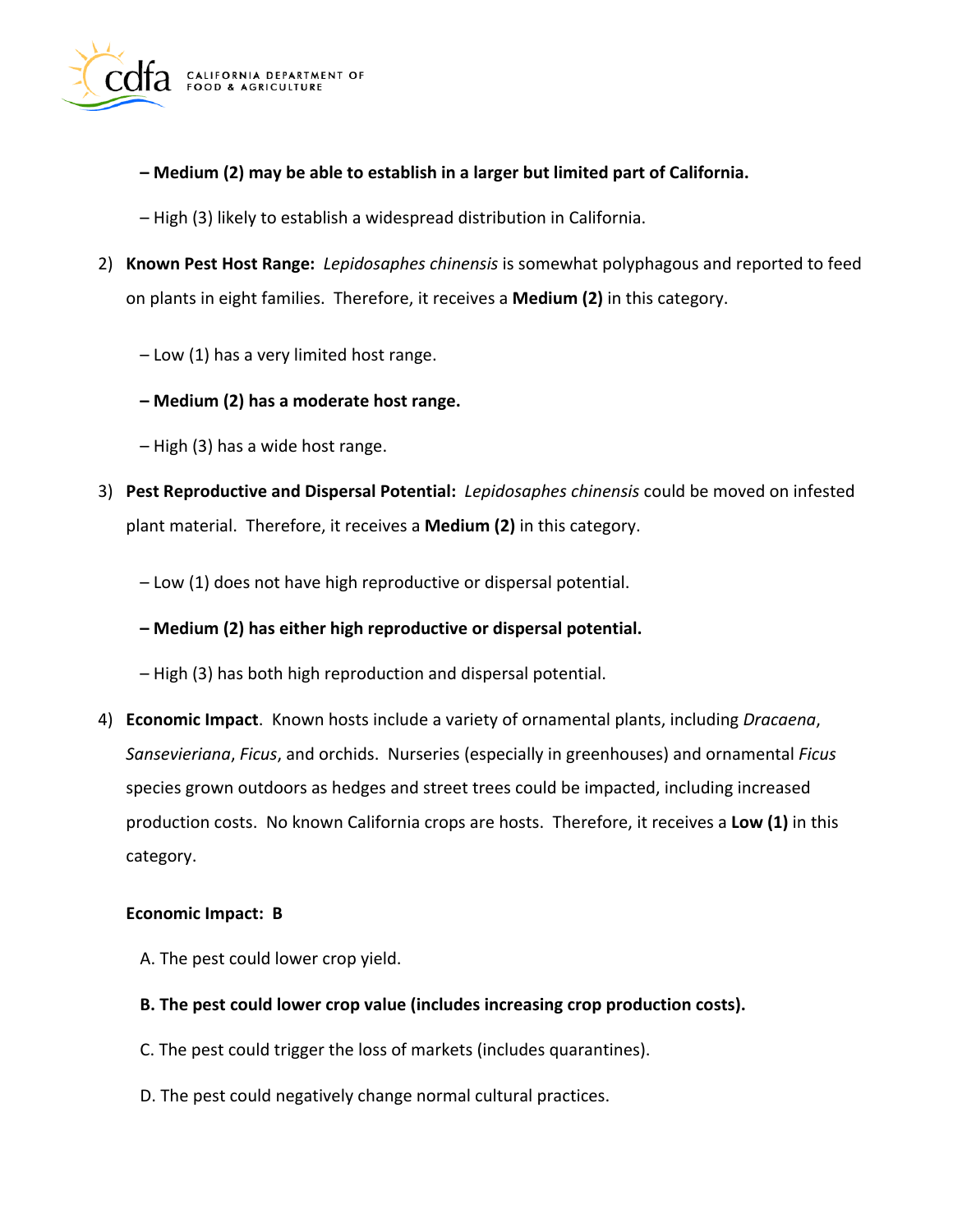**– Medium (2) may be able to establish in a larger but limited part of California.**

– High (3) likely to establish a widespread distribution in California.

2) **Known Pest Host Range:** *Lepidosaphes chinensis* is somewhat polyphagous and reported to feed on plants in eight families. Therefore, it receives a **Medium (2)** in this category.

   – Low (1) has a very limited host range.

   **– Medium (2) has a moderate host range.**

   – High (3) has a wide host range.

3) **Pest Reproductive and Dispersal Potential:** *Lepidosaphes chinensis* could be moved on infested plant material. Therefore, it receives a **Medium (2)** in this category.

   – Low (1) does not have high reproductive or dispersal potential.

   **– Medium (2) has either high reproductive or dispersal potential.**

   – High (3) has both high reproduction and dispersal potential.

4) **Economic Impact**. Known hosts include a variety of ornamental plants, including *Dracaena*, *Sansevieriana*, *Ficus*, and orchids. Nurseries (especially in greenhouses) and ornamental *Ficus* species grown outdoors as hedges and street trees could be impacted, including increased production costs. No known California crops are hosts. Therefore, it receives a **Low (1)** in this category.

   **Economic Impact: B**

   A. The pest could lower crop yield.

   **B. The pest could lower crop value (includes increasing crop production costs).**

   C. The pest could trigger the loss of markets (includes quarantines).

   D. The pest could negatively change normal cultural practices.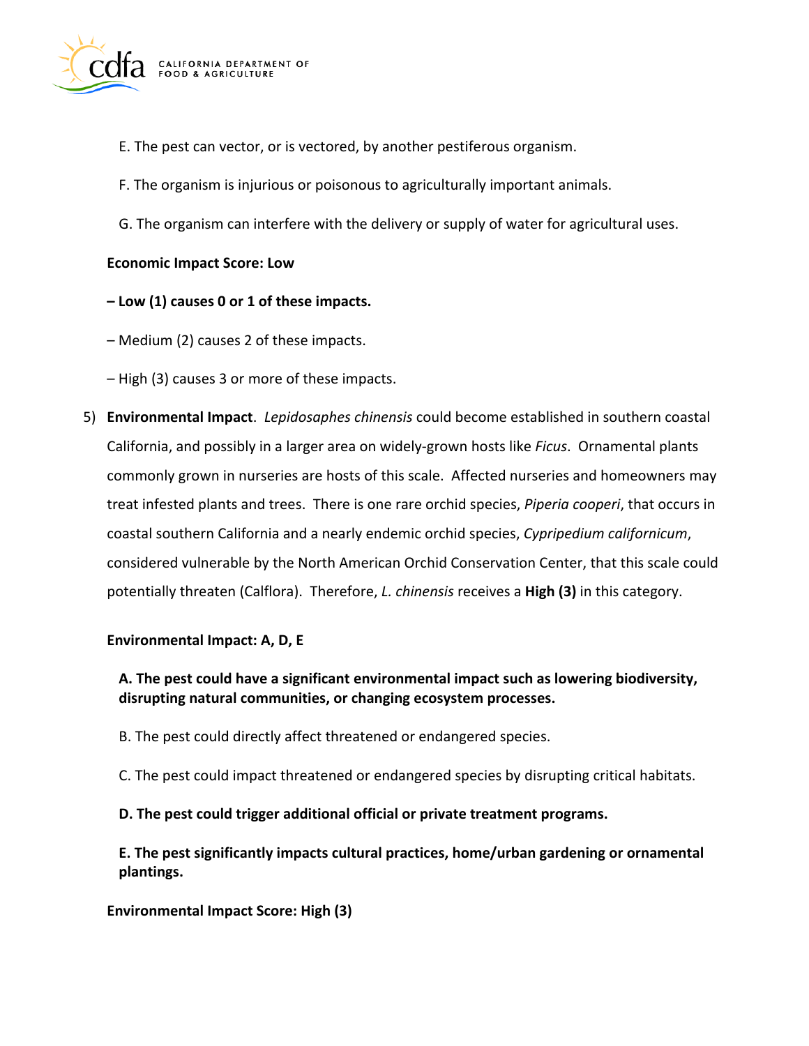E. The pest can vector, or is vectored, by another pestiferous organism.

F. The organism is injurious or poisonous to agriculturally important animals.

G. The organism can interfere with the delivery or supply of water for agricultural uses.

**Economic Impact Score: Low**

**– Low (1) causes 0 or 1 of these impacts.**

– Medium (2) causes 2 of these impacts.

– High (3) causes 3 or more of these impacts.

5) **Environmental Impact**. *Lepidosaphes chinensis* could become established in southern coastal California, and possibly in a larger area on widely-grown hosts like *Ficus*. Ornamental plants commonly grown in nurseries are hosts of this scale. Affected nurseries and homeowners may treat infested plants and trees. There is one rare orchid species, *Piperia cooperi*, that occurs in coastal southern California and a nearly endemic orchid species, *Cypripedium californicum*, considered vulnerable by the North American Orchid Conservation Center, that this scale could potentially threaten (Calflora). Therefore, *L. chinensis* receives a **High (3)** in this category.

**Environmental Impact: A, D, E**

**A. The pest could have a significant environmental impact such as lowering biodiversity, disrupting natural communities, or changing ecosystem processes.**

B. The pest could directly affect threatened or endangered species.

C. The pest could impact threatened or endangered species by disrupting critical habitats.

**D. The pest could trigger additional official or private treatment programs.**

**E. The pest significantly impacts cultural practices, home/urban gardening or ornamental plantings.**

**Environmental Impact Score: High (3)**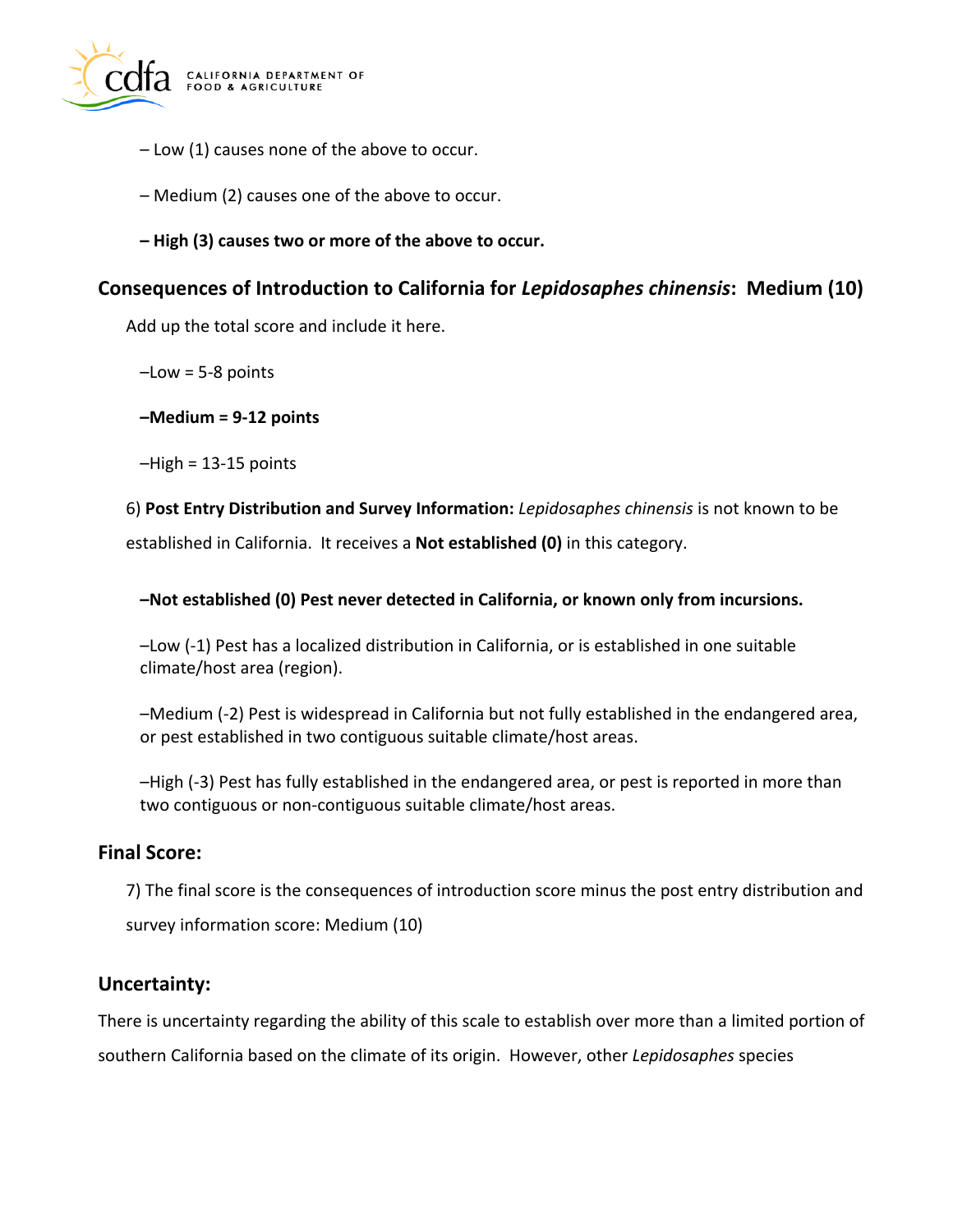– Low (1) causes none of the above to occur.

– Medium (2) causes one of the above to occur.

**– High (3) causes two or more of the above to occur.**

## Consequences of Introduction to California for *Lepidosaphes chinensis*: Medium (10)

Add up the total score and include it here.

–Low = 5-8 points

**–Medium = 9-12 points**

–High = 13-15 points

6) **Post Entry Distribution and Survey Information:** *Lepidosaphes chinensis* is not known to be established in California. It receives a **Not established (0)** in this category.

**–Not established (0) Pest never detected in California, or known only from incursions.**

–Low (-1) Pest has a localized distribution in California, or is established in one suitable climate/host area (region).

–Medium (-2) Pest is widespread in California but not fully established in the endangered area, or pest established in two contiguous suitable climate/host areas.

–High (-3) Pest has fully established in the endangered area, or pest is reported in more than two contiguous or non-contiguous suitable climate/host areas.

## Final Score:

7) The final score is the consequences of introduction score minus the post entry distribution and survey information score: Medium (10)

## Uncertainty:

There is uncertainty regarding the ability of this scale to establish over more than a limited portion of southern California based on the climate of its origin. However, other *Lepidosaphes* species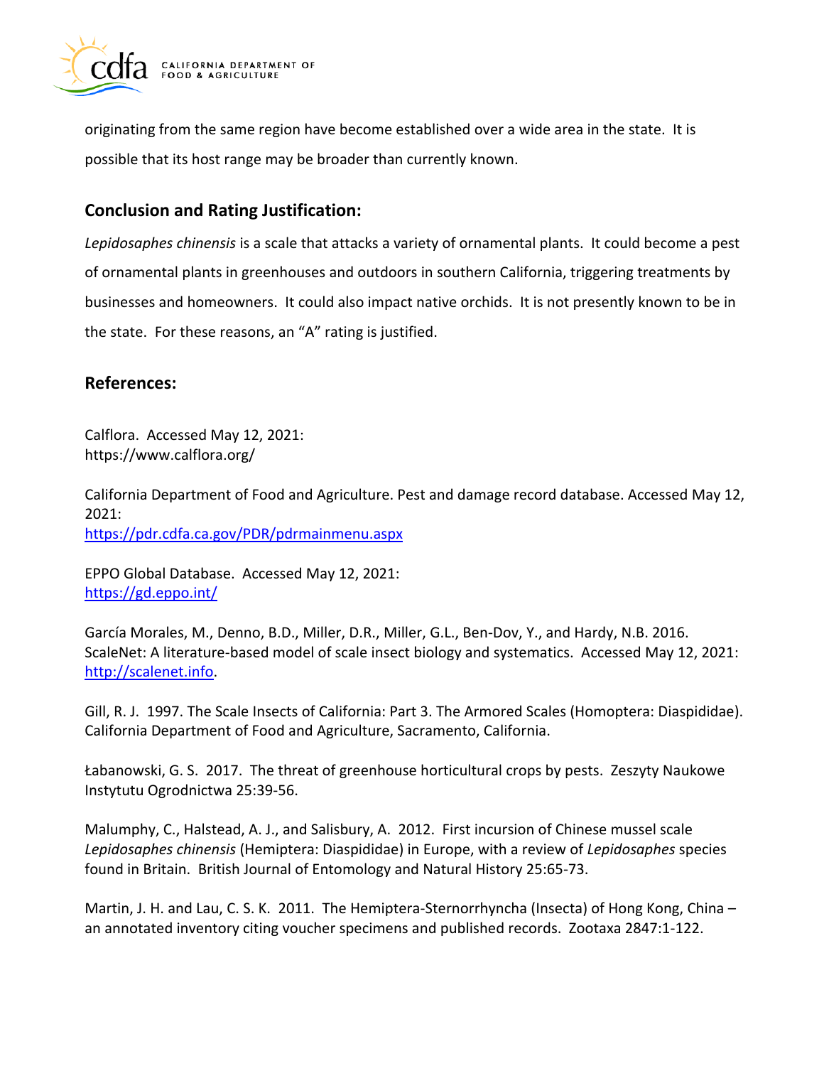originating from the same region have become established over a wide area in the state. It is possible that its host range may be broader than currently known.

## Conclusion and Rating Justification:

*Lepidosaphes chinensis* is a scale that attacks a variety of ornamental plants. It could become a pest of ornamental plants in greenhouses and outdoors in southern California, triggering treatments by businesses and homeowners. It could also impact native orchids. It is not presently known to be in the state. For these reasons, an "A" rating is justified.

## References:

Calflora. Accessed May 12, 2021:
https://www.calflora.org/

California Department of Food and Agriculture. Pest and damage record database. Accessed May 12, 2021:
https://pdr.cdfa.ca.gov/PDR/pdrmainmenu.aspx

EPPO Global Database. Accessed May 12, 2021:
https://gd.eppo.int/

García Morales, M., Denno, B.D., Miller, D.R., Miller, G.L., Ben-Dov, Y., and Hardy, N.B. 2016. ScaleNet: A literature-based model of scale insect biology and systematics. Accessed May 12, 2021: http://scalenet.info.

Gill, R. J. 1997. The Scale Insects of California: Part 3. The Armored Scales (Homoptera: Diaspididae). California Department of Food and Agriculture, Sacramento, California.

Łabanowski, G. S. 2017. The threat of greenhouse horticultural crops by pests. Zeszyty Naukowe Instytutu Ogrodnictwa 25:39-56.

Malumphy, C., Halstead, A. J., and Salisbury, A. 2012. First incursion of Chinese mussel scale *Lepidosaphes chinensis* (Hemiptera: Diaspididae) in Europe, with a review of *Lepidosaphes* species found in Britain. British Journal of Entomology and Natural History 25:65-73.

Martin, J. H. and Lau, C. S. K. 2011. The Hemiptera-Sternorrhyncha (Insecta) of Hong Kong, China – an annotated inventory citing voucher specimens and published records. Zootaxa 2847:1-122.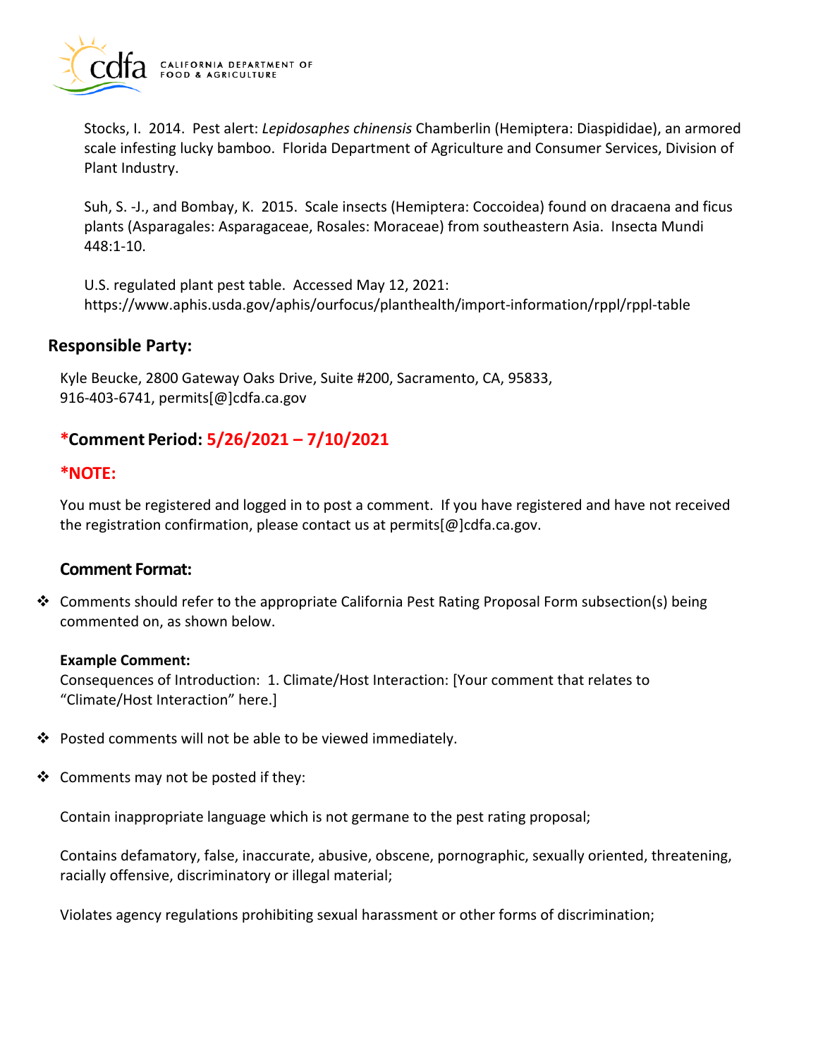Stocks, I. 2014. Pest alert: *Lepidosaphes chinensis* Chamberlin (Hemiptera: Diaspididae), an armored scale infesting lucky bamboo. Florida Department of Agriculture and Consumer Services, Division of Plant Industry.

Suh, S. -J., and Bombay, K. 2015. Scale insects (Hemiptera: Coccoidea) found on dracaena and ficus plants (Asparagales: Asparagaceae, Rosales: Moraceae) from southeastern Asia. Insecta Mundi 448:1-10.

U.S. regulated plant pest table. Accessed May 12, 2021: https://www.aphis.usda.gov/aphis/ourfocus/planthealth/import-information/rppl/rppl-table

## Responsible Party:

Kyle Beucke, 2800 Gateway Oaks Drive, Suite #200, Sacramento, CA, 95833, 916-403-6741, permits[@]cdfa.ca.gov

### *Comment Period: 5/26/2021 – 7/10/2021

### *NOTE:

You must be registered and logged in to post a comment. If you have registered and have not received the registration confirmation, please contact us at permits[@]cdfa.ca.gov.

### Comment Format:

- Comments should refer to the appropriate California Pest Rating Proposal Form subsection(s) being commented on, as shown below.

  **Example Comment:**
  Consequences of Introduction: 1. Climate/Host Interaction: [Your comment that relates to "Climate/Host Interaction" here.]

- Posted comments will not be able to be viewed immediately.

- Comments may not be posted if they:

  Contain inappropriate language which is not germane to the pest rating proposal;

  Contains defamatory, false, inaccurate, abusive, obscene, pornographic, sexually oriented, threatening, racially offensive, discriminatory or illegal material;

  Violates agency regulations prohibiting sexual harassment or other forms of discrimination;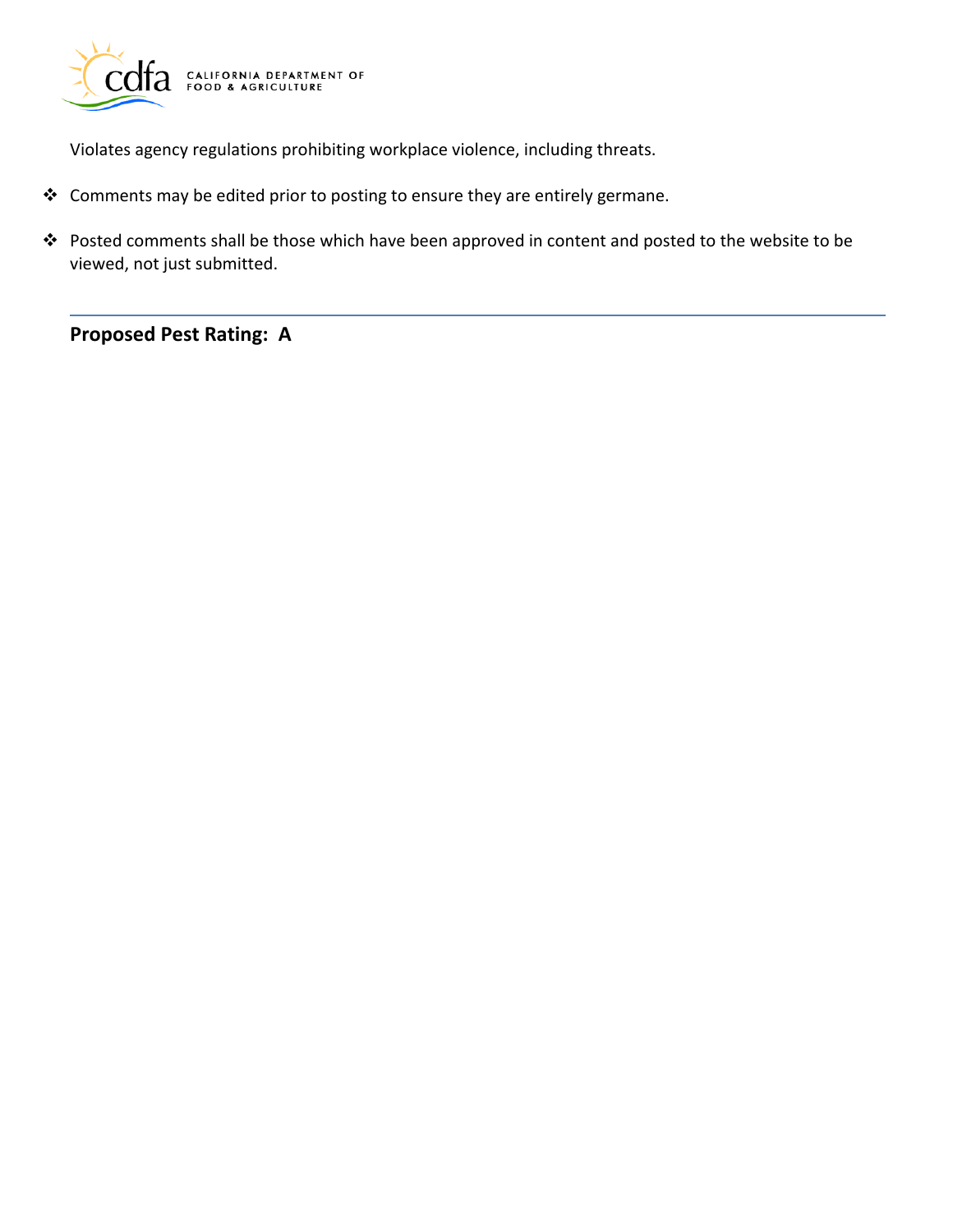Violates agency regulations prohibiting workplace violence, including threats.

- Comments may be edited prior to posting to ensure they are entirely germane.
- Posted comments shall be those which have been approved in content and posted to the website to be viewed, not just submitted.

---

**Proposed Pest Rating: A**